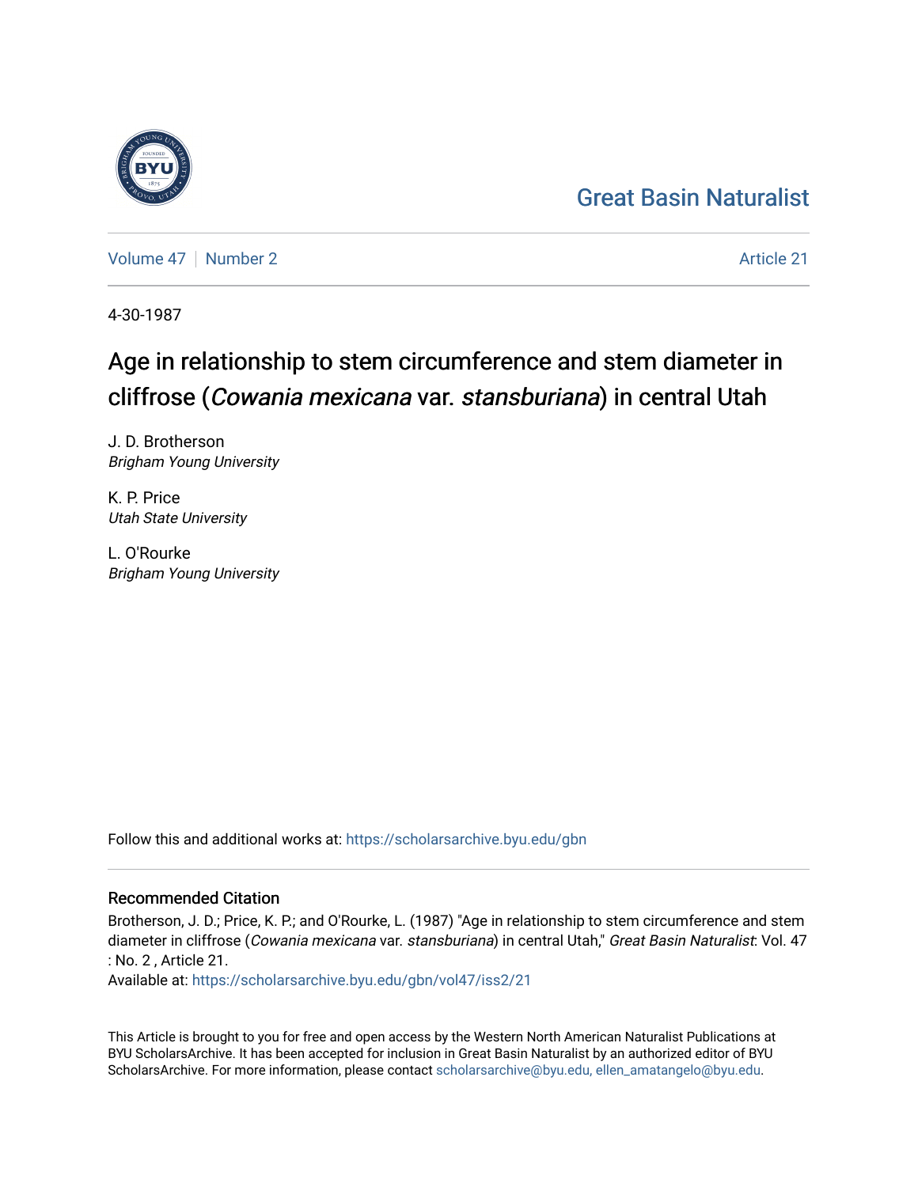Great Basin Naturalist

Volume 47 | Number 2 | Article 21

4-30-1987

# Age in relationship to stem circumference and stem diameter in cliffrose (*Cowania mexicana* var. *stansburiana*) in central Utah

J. D. Brotherson
*Brigham Young University*

K. P. Price
*Utah State University*

L. O'Rourke
*Brigham Young University*

Follow this and additional works at: https://scholarsarchive.byu.edu/gbn

## Recommended Citation

Brotherson, J. D.; Price, K. P.; and O'Rourke, L. (1987) "Age in relationship to stem circumference and stem diameter in cliffrose (*Cowania mexicana* var. *stansburiana*) in central Utah," *Great Basin Naturalist*: Vol. 47 : No. 2 , Article 21.
Available at: https://scholarsarchive.byu.edu/gbn/vol47/iss2/21

This Article is brought to you for free and open access by the Western North American Naturalist Publications at BYU ScholarsArchive. It has been accepted for inclusion in Great Basin Naturalist by an authorized editor of BYU ScholarsArchive. For more information, please contact scholarsarchive@byu.edu, ellen_amatangelo@byu.edu.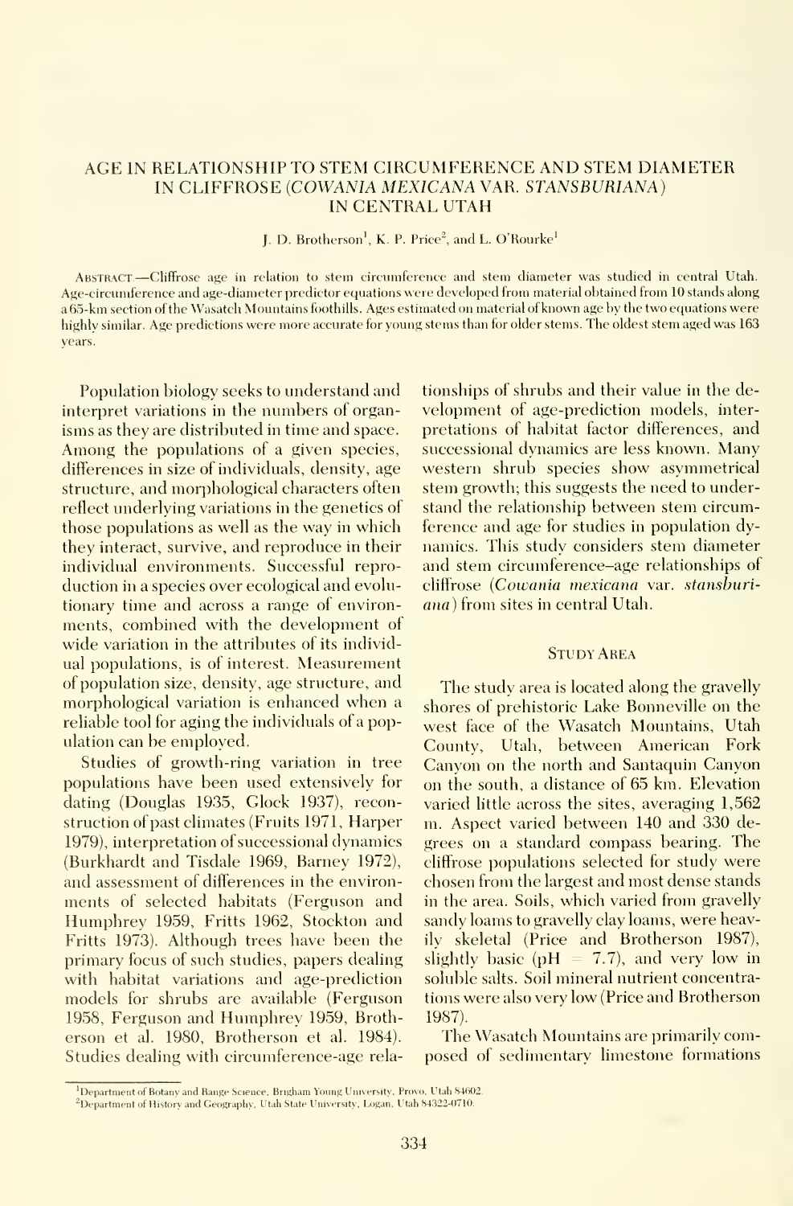# AGE IN RELATIONSHIP TO STEM CIRCUMFERENCE AND STEM DIAMETER IN CLIFFROSE (*COWANIA MEXICANA* VAR. *STANSBURIANA*) IN CENTRAL UTAH

J. D. Brotherson[1], K. P. Price[2], and L. O'Rourke[1]

ABSTRACT.—Cliffrose age in relation to stem circumference and stem diameter was studied in central Utah. Age-circumference and age-diameter predictor equations were developed from material obtained from 10 stands along a 65-km section of the Wasatch Mountains foothills. Ages estimated on material of known age by the two equations were highly similar. Age predictions were more accurate for young stems than for older stems. The oldest stem aged was 163 years.

Population biology seeks to understand and interpret variations in the numbers of organisms as they are distributed in time and space. Among the populations of a given species, differences in size of individuals, density, age structure, and morphological characters often reflect underlying variations in the genetics of those populations as well as the way in which they interact, survive, and reproduce in their individual environments. Successful reproduction in a species over ecological and evolutionary time and across a range of environments, combined with the development of wide variation in the attributes of its individual populations, is of interest. Measurement of population size, density, age structure, and morphological variation is enhanced when a reliable tool for aging the individuals of a population can be employed.

Studies of growth-ring variation in tree populations have been used extensively for dating (Douglas 1935, Glock 1937), reconstruction of past climates (Fruits 1971, Harper 1979), interpretation of successional dynamics (Burkhardt and Tisdale 1969, Barney 1972), and assessment of differences in the environments of selected habitats (Ferguson and Humphrey 1959, Fritts 1962, Stockton and Fritts 1973). Although trees have been the primary focus of such studies, papers dealing with habitat variations and age-prediction models for shrubs are available (Ferguson 1958, Ferguson and Humphrey 1959, Brotherson et al. 1980, Brotherson et al. 1984). Studies dealing with circumference-age relationships of shrubs and their value in the development of age-prediction models, interpretations of habitat factor differences, and successional dynamics are less known. Many western shrub species show asymmetrical stem growth; this suggests the need to understand the relationship between stem circumference and age for studies in population dynamics. This study considers stem diameter and stem circumference–age relationships of cliffrose (*Cowania mexicana* var. *stansburiana*) from sites in central Utah.

## STUDY AREA

The study area is located along the gravelly shores of prehistoric Lake Bonneville on the west face of the Wasatch Mountains, Utah County, Utah, between American Fork Canyon on the north and Santaquin Canyon on the south, a distance of 65 km. Elevation varied little across the sites, averaging 1,562 m. Aspect varied between 140 and 330 degrees on a standard compass bearing. The cliffrose populations selected for study were chosen from the largest and most dense stands in the area. Soils, which varied from gravelly sandy loams to gravelly clay loams, were heavily skeletal (Price and Brotherson 1987), slightly basic (pH = 7.7), and very low in soluble salts. Soil mineral nutrient concentrations were also very low (Price and Brotherson 1987).

The Wasatch Mountains are primarily composed of sedimentary limestone formations

[1]Department of Botany and Range Science, Brigham Young University, Provo, Utah 84602.
[2]Department of History and Geography, Utah State University, Logan, Utah 84322-0710.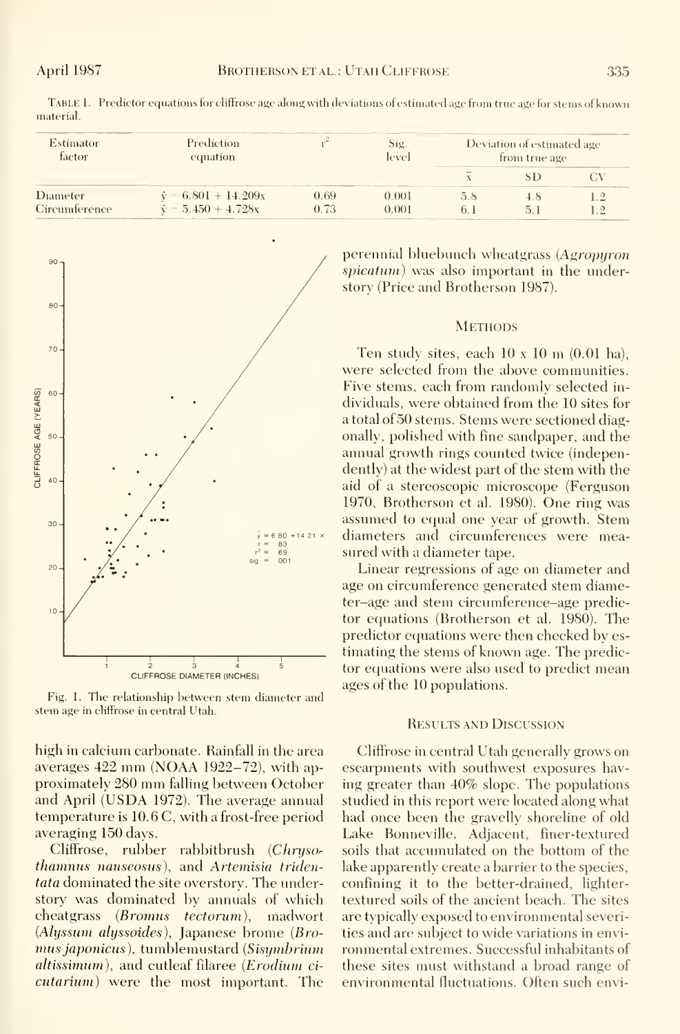Table 1. Predictor equations for cliffrose age along with deviations of estimated age from true age for stems of known material.

| Estimator factor | Prediction equation | $r^2$ | Sig. level | Deviation of estimated age from true age | | |
|---|---|---|---|---|---|---|
| | | | | $\bar{x}$ | SD | CV |
| Diameter | $\hat{y} = 6.801 + 14.209x$ | 0.69 | 0.001 | 5.8 | 4.8 | 1.2 |
| Circumference | $\hat{y} = 5.450 + 4.728x$ | 0.73 | 0.001 | 6.1 | 5.1 | 1.2 |

Fig. 1. The relationship between stem diameter and stem age in cliffrose in central Utah.

high in calcium carbonate. Rainfall in the area averages 422 mm (NOAA 1922–72), with approximately 280 mm falling between October and April (USDA 1972). The average annual temperature is 10.6 C, with a frost-free period averaging 150 days.

Cliffrose, rubber rabbitbrush (*Chrysothamnus nauseosus*), and *Artemisia tridentata* dominated the site overstory. The understory was dominated by annuals of which cheatgrass (*Bromus tectorum*), madwort (*Alyssum alyssoides*), Japanese brome (*Bromus japonicus*), tumblemustard (*Sisymbrium altissimum*), and cutleaf filaree (*Erodium cicutarium*) were the most important. The perennial bluebunch wheatgrass (*Agropyron spicatum*) was also important in the understory (Price and Brotherson 1987).

## Methods

Ten study sites, each 10 x 10 m (0.01 ha), were selected from the above communities. Five stems, each from randomly selected individuals, were obtained from the 10 sites for a total of 50 stems. Stems were sectioned diagonally, polished with fine sandpaper, and the annual growth rings counted twice (independently) at the widest part of the stem with the aid of a stereoscopic microscope (Ferguson 1970, Brotherson et al. 1980). One ring was assumed to equal one year of growth. Stem diameters and circumferences were measured with a diameter tape.

Linear regressions of age on diameter and age on circumference generated stem diameter–age and stem circumference–age predictor equations (Brotherson et al. 1980). The predictor equations were then checked by estimating the stems of known age. The predictor equations were also used to predict mean ages of the 10 populations.

## Results and Discussion

Cliffrose in central Utah generally grows on escarpments with southwest exposures having greater than 40% slope. The populations studied in this report were located along what had once been the gravelly shoreline of old Lake Bonneville. Adjacent, finer-textured soils that accumulated on the bottom of the lake apparently create a barrier to the species, confining it to the better-drained, lighter-textured soils of the ancient beach. The sites are typically exposed to environmental severities and are subject to wide variations in environmental extremes. Successful inhabitants of these sites must withstand a broad range of environmental fluctuations. Often such envi-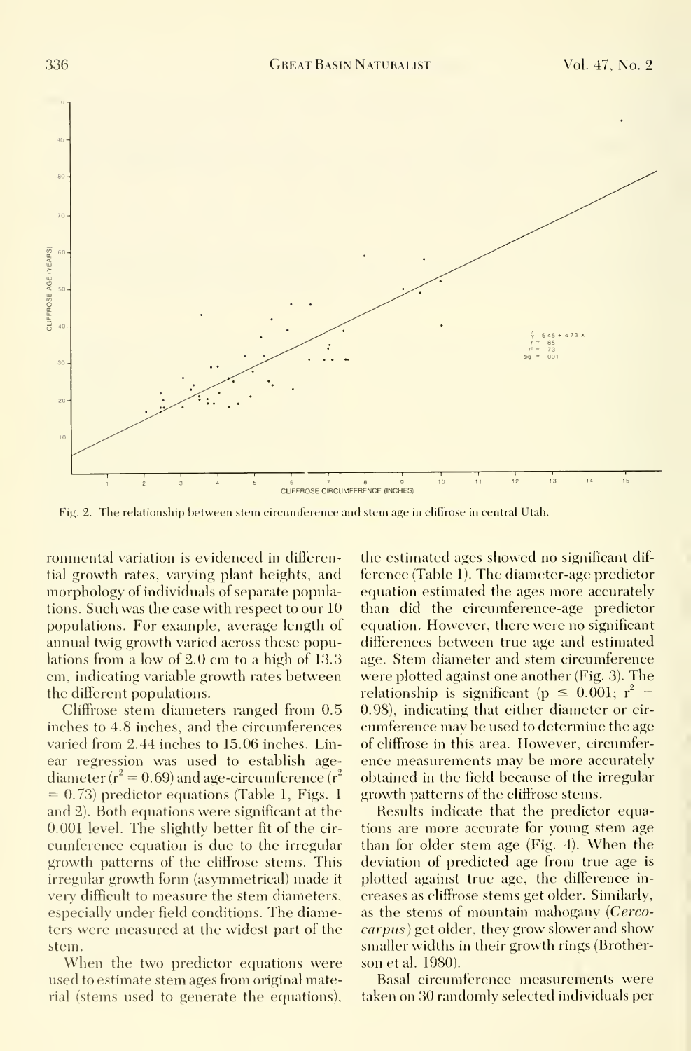Fig. 2. The relationship between stem circumference and stem age in cliffrose in central Utah.

ronmental variation is evidenced in differential growth rates, varying plant heights, and morphology of individuals of separate populations. Such was the case with respect to our 10 populations. For example, average length of annual twig growth varied across these populations from a low of 2.0 cm to a high of 13.3 cm, indicating variable growth rates between the different populations.

Cliffrose stem diameters ranged from 0.5 inches to 4.8 inches, and the circumferences varied from 2.44 inches to 15.06 inches. Linear regression was used to establish age-diameter ($r^2 = 0.69$) and age-circumference ($r^2 = 0.73$) predictor equations (Table 1, Figs. 1 and 2). Both equations were significant at the 0.001 level. The slightly better fit of the circumference equation is due to the irregular growth patterns of the cliffrose stems. This irregular growth form (asymmetrical) made it very difficult to measure the stem diameters, especially under field conditions. The diameters were measured at the widest part of the stem.

When the two predictor equations were used to estimate stem ages from original material (stems used to generate the equations), the estimated ages showed no significant difference (Table 1). The diameter-age predictor equation estimated the ages more accurately than did the circumference-age predictor equation. However, there were no significant differences between true age and estimated age. Stem diameter and stem circumference were plotted against one another (Fig. 3). The relationship is significant ($p \leq 0.001$; $r^2 = 0.98$), indicating that either diameter or circumference may be used to determine the age of cliffrose in this area. However, circumference measurements may be more accurately obtained in the field because of the irregular growth patterns of the cliffrose stems.

Results indicate that the predictor equations are more accurate for young stem age than for older stem age (Fig. 4). When the deviation of predicted age from true age is plotted against true age, the difference increases as cliffrose stems get older. Similarly, as the stems of mountain mahogany (*Cercocarpus*) get older, they grow slower and show smaller widths in their growth rings (Brotherson et al. 1980).

Basal circumference measurements were taken on 30 randomly selected individuals per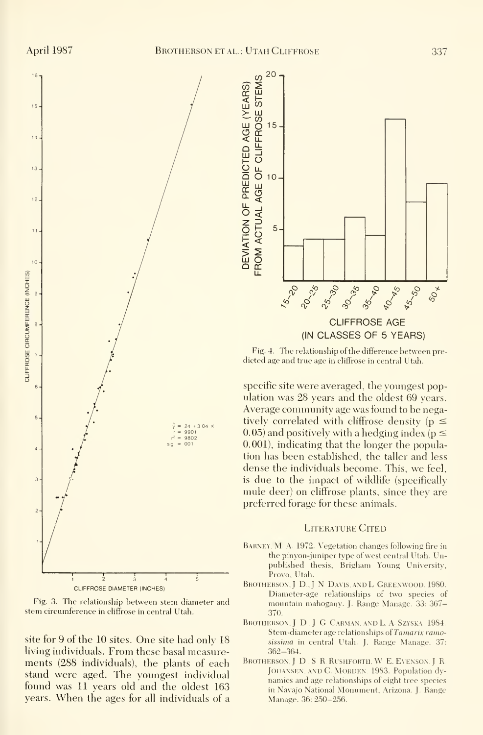Fig. 3. The relationship between stem diameter and stem circumference in cliffrose in central Utah.

site for 9 of the 10 sites. One site had only 18 living individuals. From these basal measurements (288 individuals), the plants of each stand were aged. The youngest individual found was 11 years old and the oldest 163 years. When the ages for all individuals of a

Fig. 4. The relationship of the difference between predicted age and true age in cliffrose in central Utah.

specific site were averaged, the youngest population was 28 years and the oldest 69 years. Average community age was found to be negatively correlated with cliffrose density ($p \leq 0.05$) and positively with a hedging index ($p \leq 0.001$), indicating that the longer the population has been established, the taller and less dense the individuals become. This, we feel, is due to the impact of wildlife (specifically mule deer) on cliffrose plants, since they are preferred forage for these animals.

## Literature Cited

Barney, M. A. 1972. Vegetation changes following fire in the pinyon-juniper type of west central Utah. Unpublished thesis, Brigham Young University, Provo, Utah.

Brotherson, J. D., J. N. Davis, and L. Greenwood. 1980. Diameter-age relationships of two species of mountain mahogany. J. Range Manage. 33: 367–370.

Brotherson, J. D., J. G. Carman, and L. A. Szyska. 1984. Stem-diameter age relationships of *Tamarix ramosissima* in central Utah. J. Range Manage. 37: 362–364.

Brotherson, J. D., S. R. Rushforth, W. E. Evenson, J. R. Johansen, and C. Morden. 1983. Population dynamics and age relationships of eight tree species in Navajo National Monument, Arizona. J. Range Manage. 36: 250–256.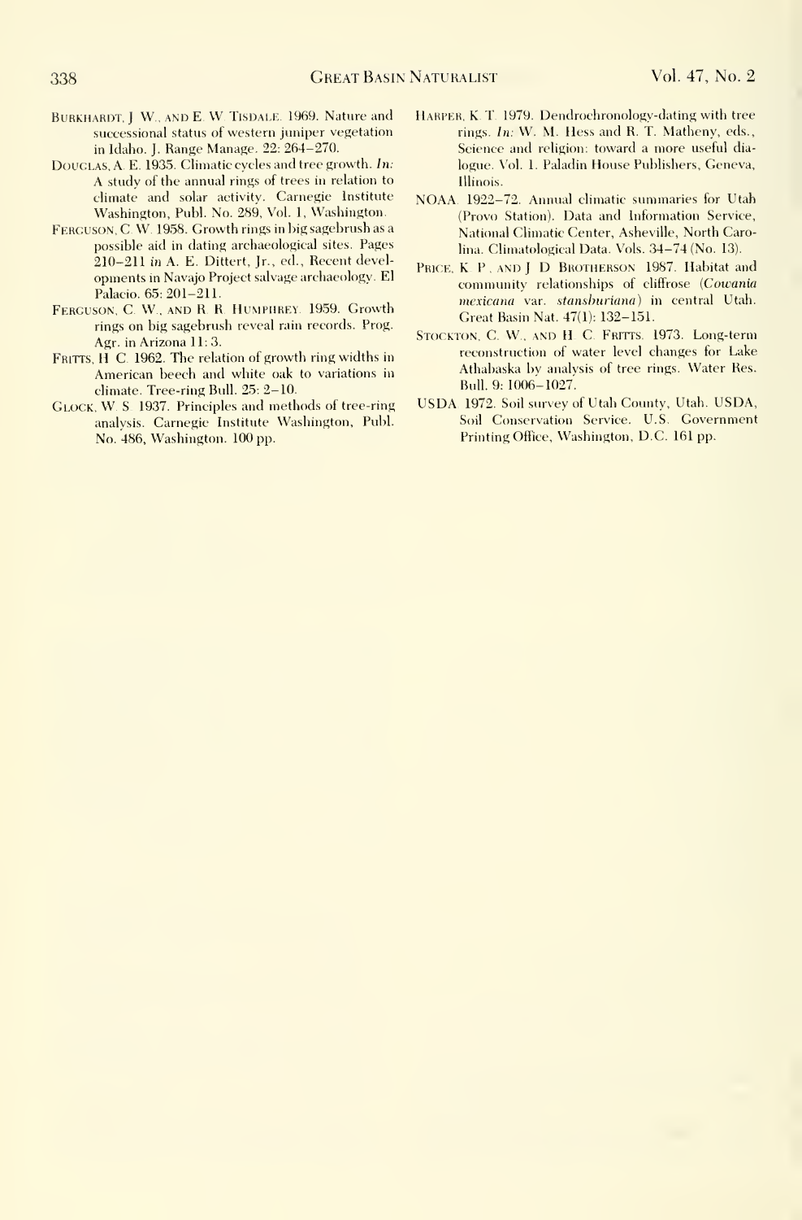Burkhardt, J. W., and E. W. Tisdale. 1969. Nature and successional status of western juniper vegetation in Idaho. J. Range Manage. 22: 264–270.

Douglas, A. E. 1935. Climatic cycles and tree growth. *In:* A study of the annual rings of trees in relation to climate and solar activity. Carnegie Institute Washington, Publ. No. 289, Vol. 1, Washington.

Ferguson, C. W. 1958. Growth rings in big sagebrush as a possible aid in dating archaeological sites. Pages 210–211 *in* A. E. Dittert, Jr., ed., Recent developments in Navajo Project salvage archaeology. El Palacio. 65: 201–211.

Ferguson, C. W., and R. R. Humphrey. 1959. Growth rings on big sagebrush reveal rain records. Prog. Agr. in Arizona 11: 3.

Fritts, H. C. 1962. The relation of growth ring widths in American beech and white oak to variations in climate. Tree-ring Bull. 25: 2–10.

Glock, W. S. 1937. Principles and methods of tree-ring analysis. Carnegie Institute Washington, Publ. No. 486, Washington. 100 pp.

Harper, K. T. 1979. Dendrochronology-dating with tree rings. *In:* W. M. Hess and R. T. Matheny, eds., Science and religion: toward a more useful dialogue. Vol. 1. Paladin House Publishers, Geneva, Illinois.

NOAA. 1922–72. Annual climatic summaries for Utah (Provo Station). Data and Information Service, National Climatic Center, Asheville, North Carolina. Climatological Data. Vols. 34–74 (No. 13).

Price, K. P., and J. D. Brotherson. 1987. Habitat and community relationships of cliffrose (*Cowania mexicana* var. *stansburiana*) in central Utah. Great Basin Nat. 47(1): 132–151.

Stockton, C. W., and H. C. Fritts. 1973. Long-term reconstruction of water level changes for Lake Athabaska by analysis of tree rings. Water Res. Bull. 9: 1006–1027.

USDA. 1972. Soil survey of Utah County, Utah. USDA, Soil Conservation Service. U.S. Government Printing Office, Washington, D.C. 161 pp.